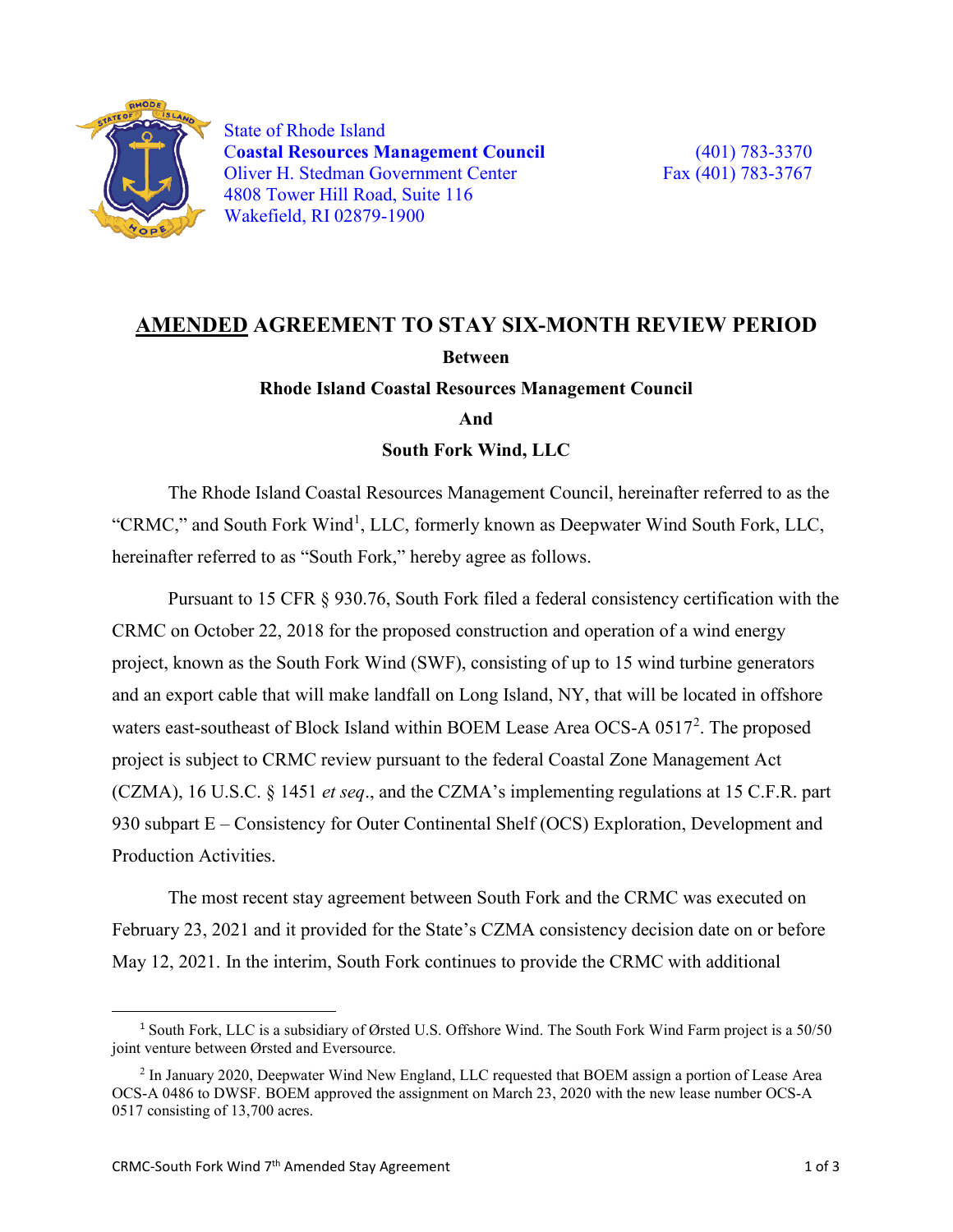State of Rhode Island
**Coastal Resources Management Council**
Oliver H. Stedman Government Center
4808 Tower Hill Road, Suite 116
Wakefield, RI 02879-1900

(401) 783-3370
Fax (401) 783-3767

# AMENDED AGREEMENT TO STAY SIX-MONTH REVIEW PERIOD

**Between**

**Rhode Island Coastal Resources Management Council**

**And**

**South Fork Wind, LLC**

The Rhode Island Coastal Resources Management Council, hereinafter referred to as the "CRMC," and South Fork Wind[1], LLC, formerly known as Deepwater Wind South Fork, LLC, hereinafter referred to as "South Fork," hereby agree as follows.

Pursuant to 15 CFR § 930.76, South Fork filed a federal consistency certification with the CRMC on October 22, 2018 for the proposed construction and operation of a wind energy project, known as the South Fork Wind (SWF), consisting of up to 15 wind turbine generators and an export cable that will make landfall on Long Island, NY, that will be located in offshore waters east-southeast of Block Island within BOEM Lease Area OCS-A 0517[2]. The proposed project is subject to CRMC review pursuant to the federal Coastal Zone Management Act (CZMA), 16 U.S.C. § 1451 *et seq*., and the CZMA's implementing regulations at 15 C.F.R. part 930 subpart E – Consistency for Outer Continental Shelf (OCS) Exploration, Development and Production Activities.

The most recent stay agreement between South Fork and the CRMC was executed on February 23, 2021 and it provided for the State's CZMA consistency decision date on or before May 12, 2021. In the interim, South Fork continues to provide the CRMC with additional

---

[1] South Fork, LLC is a subsidiary of Ørsted U.S. Offshore Wind. The South Fork Wind Farm project is a 50/50 joint venture between Ørsted and Eversource.

[2] In January 2020, Deepwater Wind New England, LLC requested that BOEM assign a portion of Lease Area OCS-A 0486 to DWSF. BOEM approved the assignment on March 23, 2020 with the new lease number OCS-A 0517 consisting of 13,700 acres.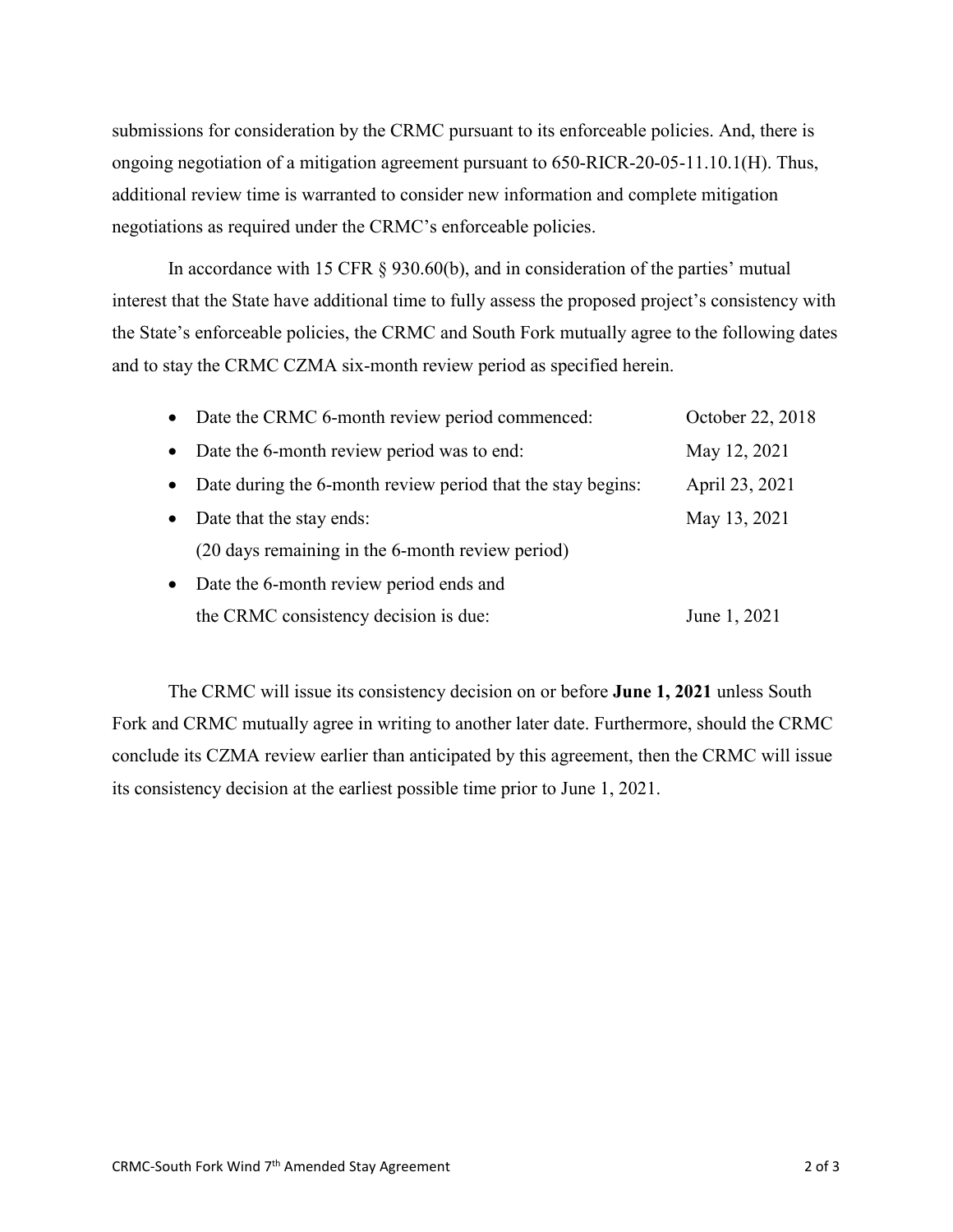submissions for consideration by the CRMC pursuant to its enforceable policies. And, there is ongoing negotiation of a mitigation agreement pursuant to 650-RICR-20-05-11.10.1(H). Thus, additional review time is warranted to consider new information and complete mitigation negotiations as required under the CRMC's enforceable policies.

In accordance with 15 CFR § 930.60(b), and in consideration of the parties' mutual interest that the State have additional time to fully assess the proposed project's consistency with the State's enforceable policies, the CRMC and South Fork mutually agree to the following dates and to stay the CRMC CZMA six-month review period as specified herein.

- Date the CRMC 6-month review period commenced: October 22, 2018
- Date the 6-month review period was to end: May 12, 2021
- Date during the 6-month review period that the stay begins: April 23, 2021
- Date that the stay ends: May 13, 2021
  (20 days remaining in the 6-month review period)
- Date the 6-month review period ends and the CRMC consistency decision is due: June 1, 2021

The CRMC will issue its consistency decision on or before **June 1, 2021** unless South Fork and CRMC mutually agree in writing to another later date. Furthermore, should the CRMC conclude its CZMA review earlier than anticipated by this agreement, then the CRMC will issue its consistency decision at the earliest possible time prior to June 1, 2021.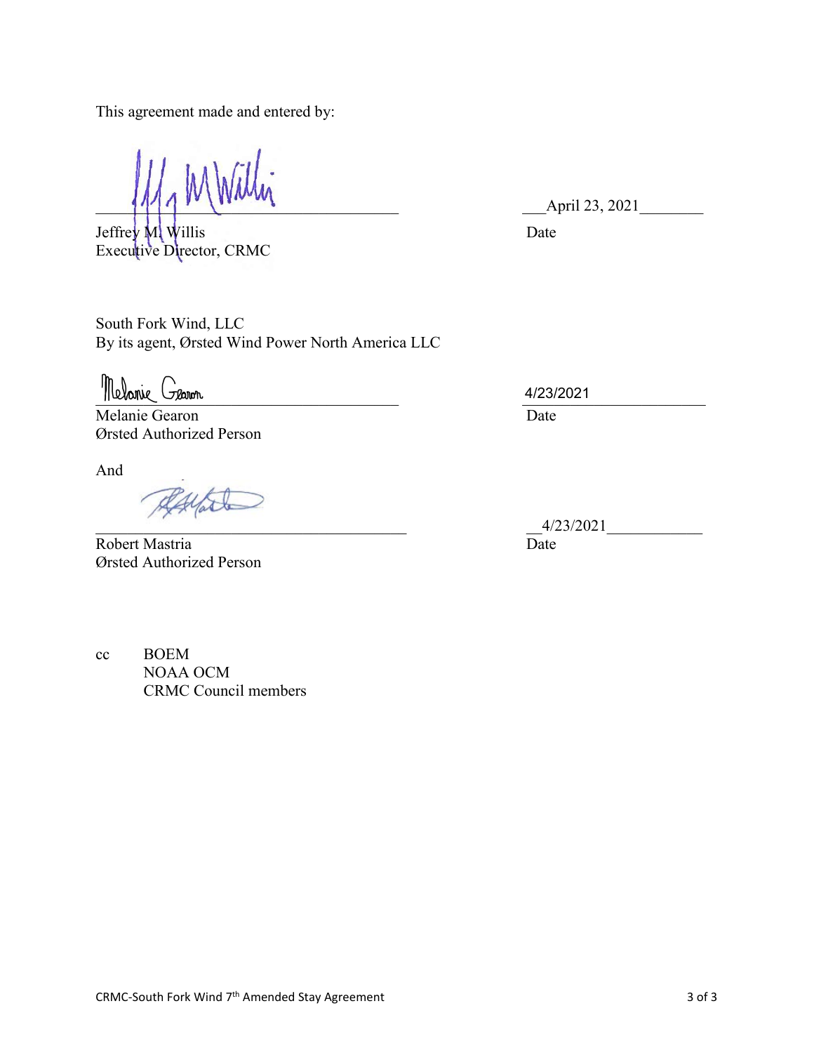This agreement made and entered by:

Jeffrey M. Willis
Executive Director, CRMC

April 23, 2021
Date

South Fork Wind, LLC
By its agent, Ørsted Wind Power North America LLC

Melanie Gearon
Ørsted Authorized Person

4/23/2021
Date

And

Robert Mastria
Ørsted Authorized Person

4/23/2021
Date

cc BOEM
NOAA OCM
CRMC Council members